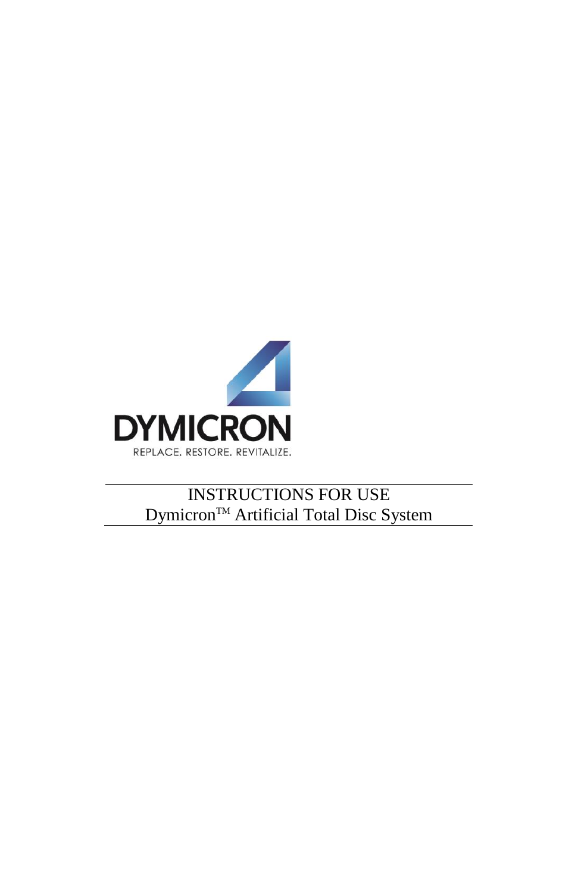DYMICRON

REPLACE. RESTORE. REVITALIZE.

# INSTRUCTIONS FOR USE

## Dymicron™ Artificial Total Disc System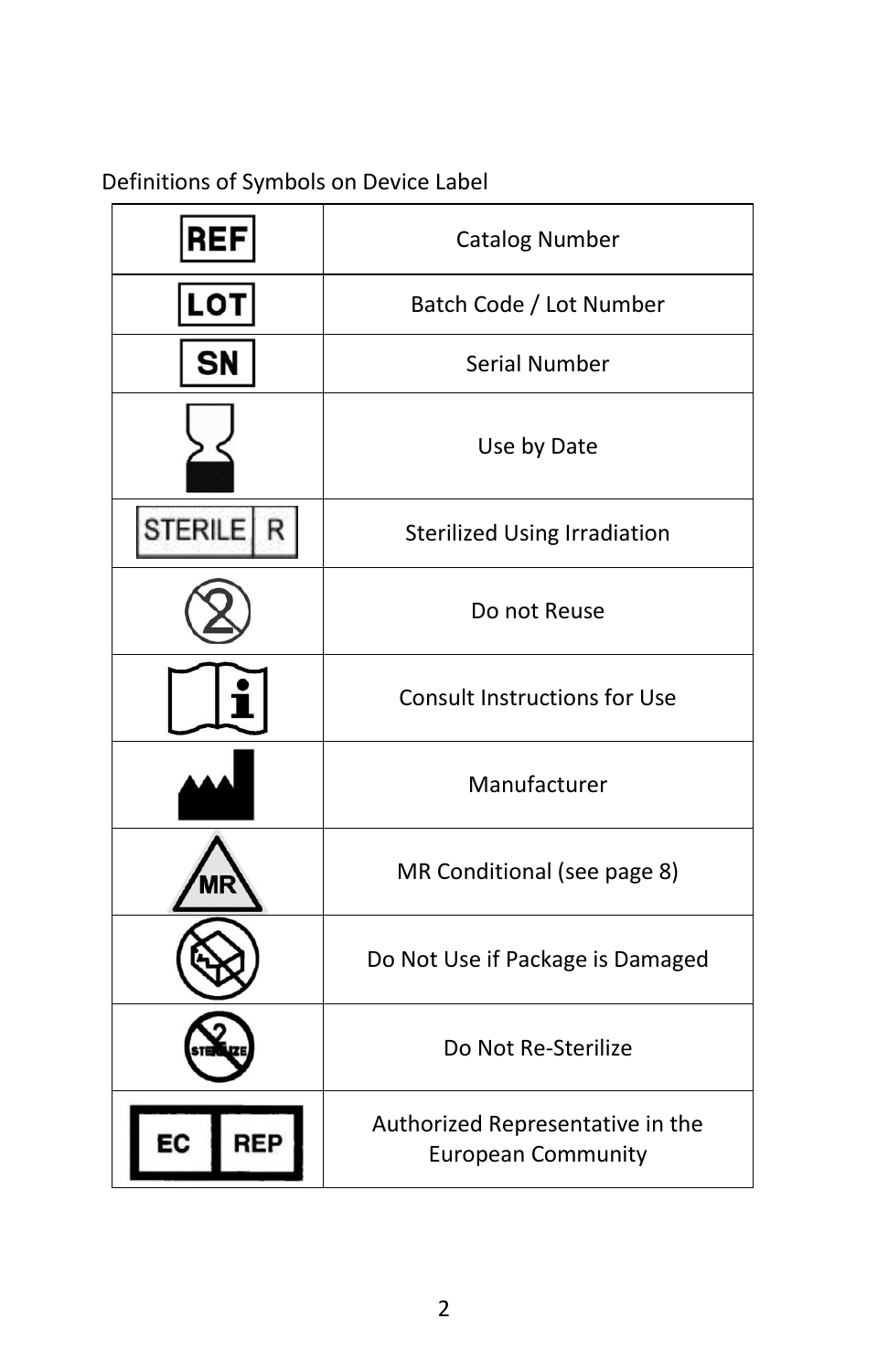Definitions of Symbols on Device Label

| Symbol | Definition |
|---|---|
| REF | Catalog Number |
| LOT | Batch Code / Lot Number |
| SN | Serial Number |
| | Use by Date |
| STERILE R | Sterilized Using Irradiation |
| | Do not Reuse |
| | Consult Instructions for Use |
| | Manufacturer |
| MR | MR Conditional (see page 8) |
| | Do Not Use if Package is Damaged |
| | Do Not Re-Sterilize |
| EC REP | Authorized Representative in the European Community |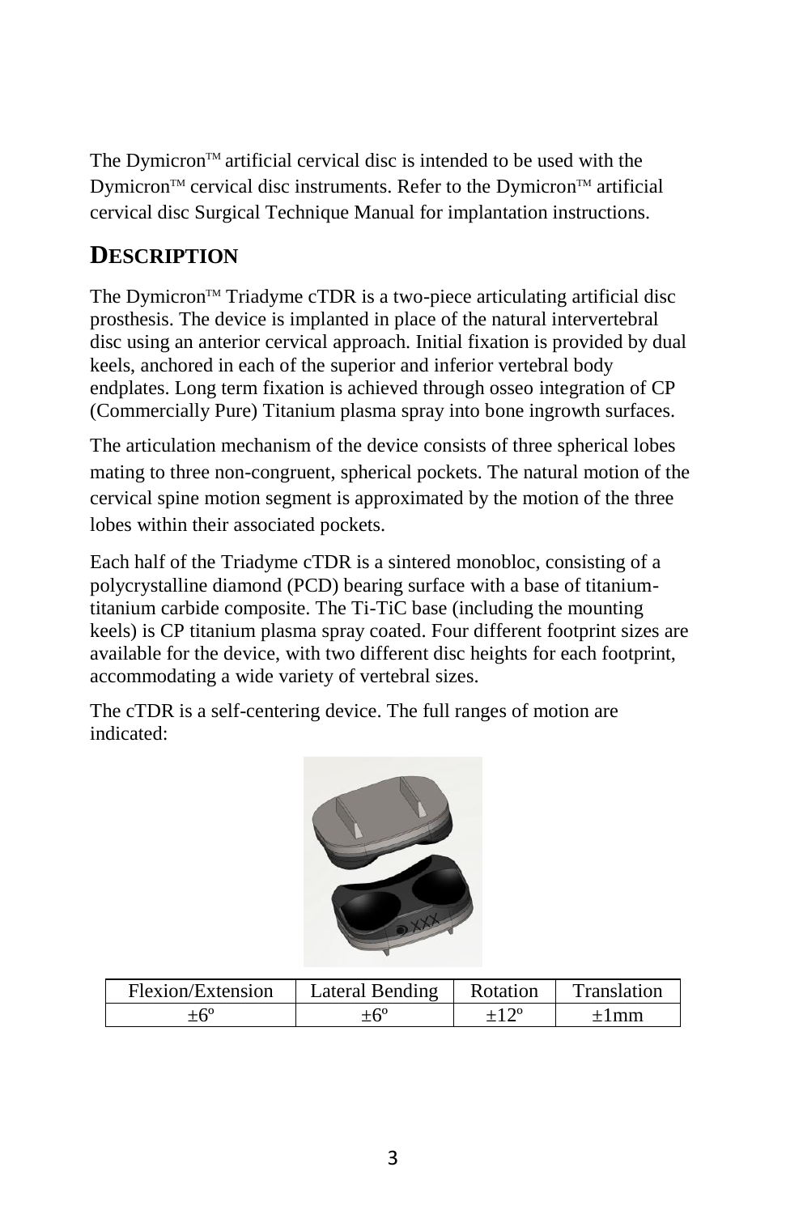The Dymicron™ artificial cervical disc is intended to be used with the Dymicron™ cervical disc instruments. Refer to the Dymicron™ artificial cervical disc Surgical Technique Manual for implantation instructions.

## DESCRIPTION

The Dymicron™ Triadyme cTDR is a two-piece articulating artificial disc prosthesis. The device is implanted in place of the natural intervertebral disc using an anterior cervical approach. Initial fixation is provided by dual keels, anchored in each of the superior and inferior vertebral body endplates. Long term fixation is achieved through osseo integration of CP (Commercially Pure) Titanium plasma spray into bone ingrowth surfaces.

The articulation mechanism of the device consists of three spherical lobes mating to three non-congruent, spherical pockets. The natural motion of the cervical spine motion segment is approximated by the motion of the three lobes within their associated pockets.

Each half of the Triadyme cTDR is a sintered monobloc, consisting of a polycrystalline diamond (PCD) bearing surface with a base of titanium-titanium carbide composite. The Ti-TiC base (including the mounting keels) is CP titanium plasma spray coated. Four different footprint sizes are available for the device, with two different disc heights for each footprint, accommodating a wide variety of vertebral sizes.

The cTDR is a self-centering device. The full ranges of motion are indicated:

| Flexion/Extension | Lateral Bending | Rotation | Translation |
|---|---|---|---|
| ±6º | ±6º | ±12º | ±1mm |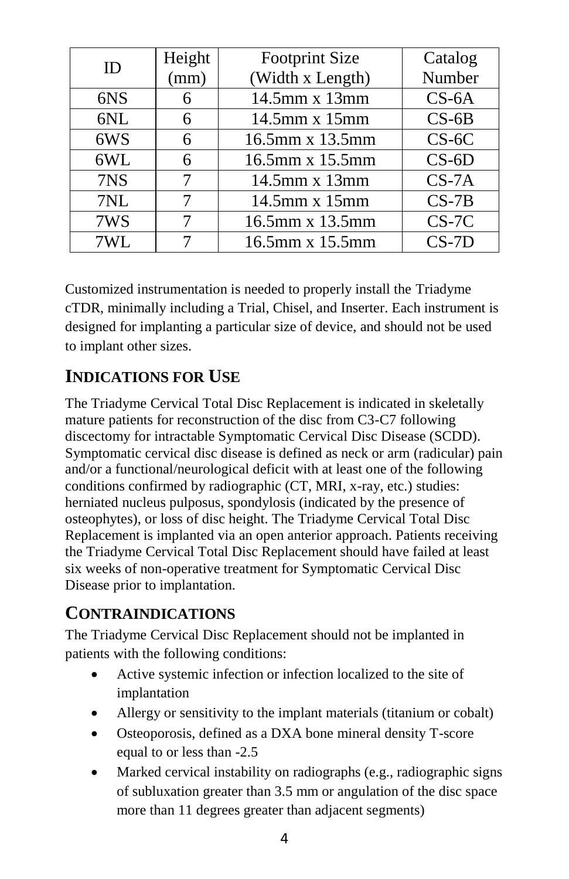| ID | Height (mm) | Footprint Size (Width x Length) | Catalog Number |
|---|---|---|---|
| 6NS | 6 | 14.5mm x 13mm | CS-6A |
| 6NL | 6 | 14.5mm x 15mm | CS-6B |
| 6WS | 6 | 16.5mm x 13.5mm | CS-6C |
| 6WL | 6 | 16.5mm x 15.5mm | CS-6D |
| 7NS | 7 | 14.5mm x 13mm | CS-7A |
| 7NL | 7 | 14.5mm x 15mm | CS-7B |
| 7WS | 7 | 16.5mm x 13.5mm | CS-7C |
| 7WL | 7 | 16.5mm x 15.5mm | CS-7D |

Customized instrumentation is needed to properly install the Triadyme cTDR, minimally including a Trial, Chisel, and Inserter. Each instrument is designed for implanting a particular size of device, and should not be used to implant other sizes.

## INDICATIONS FOR USE

The Triadyme Cervical Total Disc Replacement is indicated in skeletally mature patients for reconstruction of the disc from C3-C7 following discectomy for intractable Symptomatic Cervical Disc Disease (SCDD). Symptomatic cervical disc disease is defined as neck or arm (radicular) pain and/or a functional/neurological deficit with at least one of the following conditions confirmed by radiographic (CT, MRI, x-ray, etc.) studies: herniated nucleus pulposus, spondylosis (indicated by the presence of osteophytes), or loss of disc height. The Triadyme Cervical Total Disc Replacement is implanted via an open anterior approach. Patients receiving the Triadyme Cervical Total Disc Replacement should have failed at least six weeks of non-operative treatment for Symptomatic Cervical Disc Disease prior to implantation.

## CONTRAINDICATIONS

The Triadyme Cervical Disc Replacement should not be implanted in patients with the following conditions:

- Active systemic infection or infection localized to the site of implantation
- Allergy or sensitivity to the implant materials (titanium or cobalt)
- Osteoporosis, defined as a DXA bone mineral density T-score equal to or less than -2.5
- Marked cervical instability on radiographs (e.g., radiographic signs of subluxation greater than 3.5 mm or angulation of the disc space more than 11 degrees greater than adjacent segments)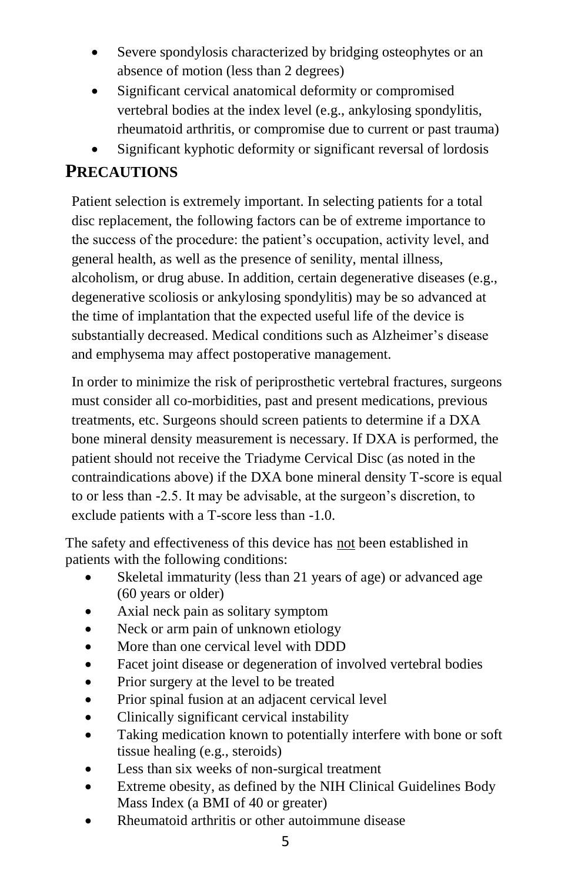- Severe spondylosis characterized by bridging osteophytes or an absence of motion (less than 2 degrees)
- Significant cervical anatomical deformity or compromised vertebral bodies at the index level (e.g., ankylosing spondylitis, rheumatoid arthritis, or compromise due to current or past trauma)
- Significant kyphotic deformity or significant reversal of lordosis

## PRECAUTIONS

Patient selection is extremely important. In selecting patients for a total disc replacement, the following factors can be of extreme importance to the success of the procedure: the patient's occupation, activity level, and general health, as well as the presence of senility, mental illness, alcoholism, or drug abuse. In addition, certain degenerative diseases (e.g., degenerative scoliosis or ankylosing spondylitis) may be so advanced at the time of implantation that the expected useful life of the device is substantially decreased. Medical conditions such as Alzheimer's disease and emphysema may affect postoperative management.

In order to minimize the risk of periprosthetic vertebral fractures, surgeons must consider all co-morbidities, past and present medications, previous treatments, etc. Surgeons should screen patients to determine if a DXA bone mineral density measurement is necessary. If DXA is performed, the patient should not receive the Triadyme Cervical Disc (as noted in the contraindications above) if the DXA bone mineral density T-score is equal to or less than -2.5. It may be advisable, at the surgeon's discretion, to exclude patients with a T-score less than -1.0.

The safety and effectiveness of this device has <u>not</u> been established in patients with the following conditions:

- Skeletal immaturity (less than 21 years of age) or advanced age (60 years or older)
- Axial neck pain as solitary symptom
- Neck or arm pain of unknown etiology
- More than one cervical level with DDD
- Facet joint disease or degeneration of involved vertebral bodies
- Prior surgery at the level to be treated
- Prior spinal fusion at an adjacent cervical level
- Clinically significant cervical instability
- Taking medication known to potentially interfere with bone or soft tissue healing (e.g., steroids)
- Less than six weeks of non-surgical treatment
- Extreme obesity, as defined by the NIH Clinical Guidelines Body Mass Index (a BMI of 40 or greater)
- Rheumatoid arthritis or other autoimmune disease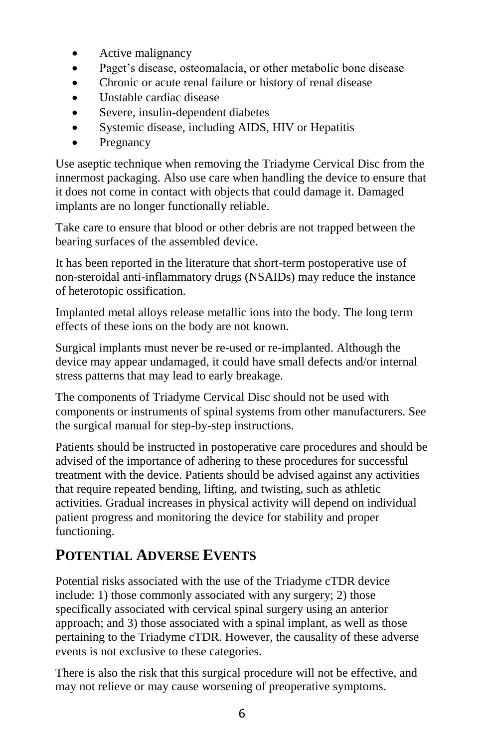- Active malignancy
- Paget's disease, osteomalacia, or other metabolic bone disease
- Chronic or acute renal failure or history of renal disease
- Unstable cardiac disease
- Severe, insulin-dependent diabetes
- Systemic disease, including AIDS, HIV or Hepatitis
- Pregnancy

Use aseptic technique when removing the Triadyme Cervical Disc from the innermost packaging. Also use care when handling the device to ensure that it does not come in contact with objects that could damage it. Damaged implants are no longer functionally reliable.

Take care to ensure that blood or other debris are not trapped between the bearing surfaces of the assembled device.

It has been reported in the literature that short-term postoperative use of non-steroidal anti-inflammatory drugs (NSAIDs) may reduce the instance of heterotopic ossification.

Implanted metal alloys release metallic ions into the body. The long term effects of these ions on the body are not known.

Surgical implants must never be re-used or re-implanted. Although the device may appear undamaged, it could have small defects and/or internal stress patterns that may lead to early breakage.

The components of Triadyme Cervical Disc should not be used with components or instruments of spinal systems from other manufacturers. See the surgical manual for step-by-step instructions.

Patients should be instructed in postoperative care procedures and should be advised of the importance of adhering to these procedures for successful treatment with the device. Patients should be advised against any activities that require repeated bending, lifting, and twisting, such as athletic activities. Gradual increases in physical activity will depend on individual patient progress and monitoring the device for stability and proper functioning.

## POTENTIAL ADVERSE EVENTS

Potential risks associated with the use of the Triadyme cTDR device include: 1) those commonly associated with any surgery; 2) those specifically associated with cervical spinal surgery using an anterior approach; and 3) those associated with a spinal implant, as well as those pertaining to the Triadyme cTDR. However, the causality of these adverse events is not exclusive to these categories.

There is also the risk that this surgical procedure will not be effective, and may not relieve or may cause worsening of preoperative symptoms.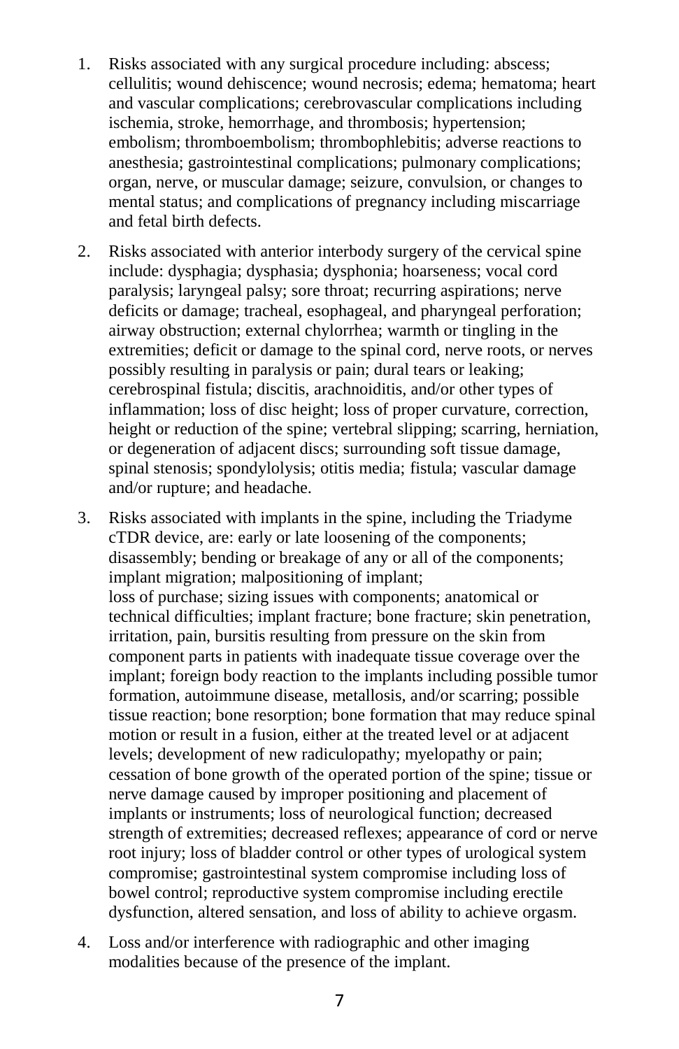1. Risks associated with any surgical procedure including: abscess; cellulitis; wound dehiscence; wound necrosis; edema; hematoma; heart and vascular complications; cerebrovascular complications including ischemia, stroke, hemorrhage, and thrombosis; hypertension; embolism; thromboembolism; thrombophlebitis; adverse reactions to anesthesia; gastrointestinal complications; pulmonary complications; organ, nerve, or muscular damage; seizure, convulsion, or changes to mental status; and complications of pregnancy including miscarriage and fetal birth defects.

2. Risks associated with anterior interbody surgery of the cervical spine include: dysphagia; dysphasia; dysphonia; hoarseness; vocal cord paralysis; laryngeal palsy; sore throat; recurring aspirations; nerve deficits or damage; tracheal, esophageal, and pharyngeal perforation; airway obstruction; external chylorrhea; warmth or tingling in the extremities; deficit or damage to the spinal cord, nerve roots, or nerves possibly resulting in paralysis or pain; dural tears or leaking; cerebrospinal fistula; discitis, arachnoiditis, and/or other types of inflammation; loss of disc height; loss of proper curvature, correction, height or reduction of the spine; vertebral slipping; scarring, herniation, or degeneration of adjacent discs; surrounding soft tissue damage, spinal stenosis; spondylolysis; otitis media; fistula; vascular damage and/or rupture; and headache.

3. Risks associated with implants in the spine, including the Triadyme cTDR device, are: early or late loosening of the components; disassembly; bending or breakage of any or all of the components; implant migration; malpositioning of implant; loss of purchase; sizing issues with components; anatomical or technical difficulties; implant fracture; bone fracture; skin penetration, irritation, pain, bursitis resulting from pressure on the skin from component parts in patients with inadequate tissue coverage over the implant; foreign body reaction to the implants including possible tumor formation, autoimmune disease, metallosis, and/or scarring; possible tissue reaction; bone resorption; bone formation that may reduce spinal motion or result in a fusion, either at the treated level or at adjacent levels; development of new radiculopathy; myelopathy or pain; cessation of bone growth of the operated portion of the spine; tissue or nerve damage caused by improper positioning and placement of implants or instruments; loss of neurological function; decreased strength of extremities; decreased reflexes; appearance of cord or nerve root injury; loss of bladder control or other types of urological system compromise; gastrointestinal system compromise including loss of bowel control; reproductive system compromise including erectile dysfunction, altered sensation, and loss of ability to achieve orgasm.

4. Loss and/or interference with radiographic and other imaging modalities because of the presence of the implant.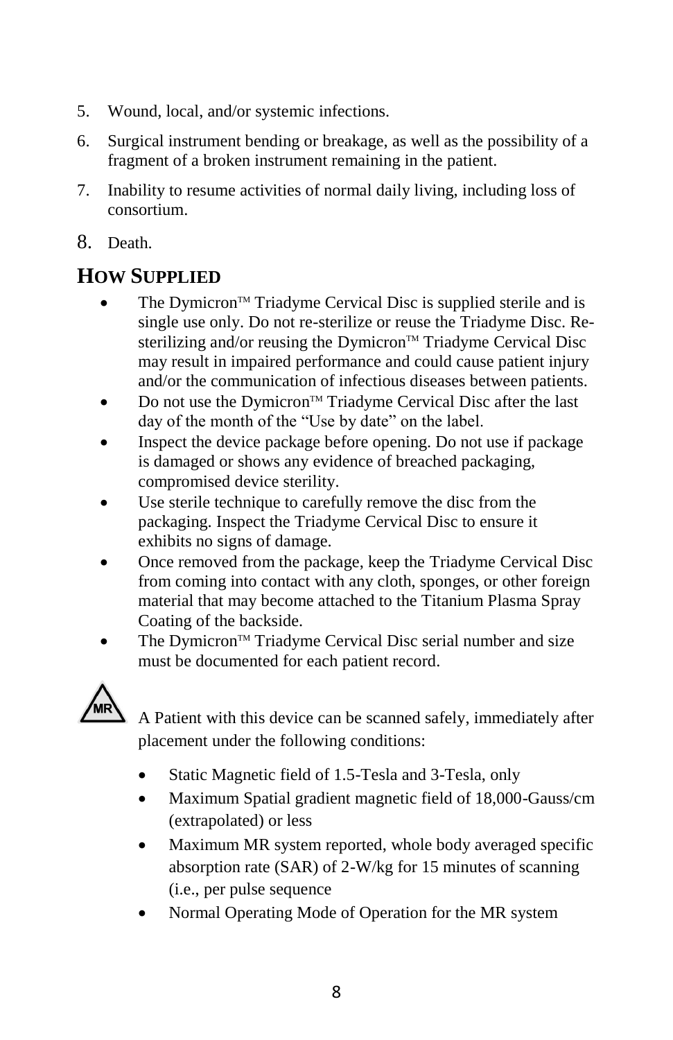5. Wound, local, and/or systemic infections.
6. Surgical instrument bending or breakage, as well as the possibility of a fragment of a broken instrument remaining in the patient.
7. Inability to resume activities of normal daily living, including loss of consortium.
8. Death.

## HOW SUPPLIED

- The Dymicron™ Triadyme Cervical Disc is supplied sterile and is single use only. Do not re-sterilize or reuse the Triadyme Disc. Re-sterilizing and/or reusing the Dymicron™ Triadyme Cervical Disc may result in impaired performance and could cause patient injury and/or the communication of infectious diseases between patients.
- Do not use the Dymicron™ Triadyme Cervical Disc after the last day of the month of the "Use by date" on the label.
- Inspect the device package before opening. Do not use if package is damaged or shows any evidence of breached packaging, compromised device sterility.
- Use sterile technique to carefully remove the disc from the packaging. Inspect the Triadyme Cervical Disc to ensure it exhibits no signs of damage.
- Once removed from the package, keep the Triadyme Cervical Disc from coming into contact with any cloth, sponges, or other foreign material that may become attached to the Titanium Plasma Spray Coating of the backside.
- The Dymicron™ Triadyme Cervical Disc serial number and size must be documented for each patient record.

MR

A Patient with this device can be scanned safely, immediately after placement under the following conditions:

- Static Magnetic field of 1.5-Tesla and 3-Tesla, only
- Maximum Spatial gradient magnetic field of 18,000-Gauss/cm (extrapolated) or less
- Maximum MR system reported, whole body averaged specific absorption rate (SAR) of 2-W/kg for 15 minutes of scanning (i.e., per pulse sequence
- Normal Operating Mode of Operation for the MR system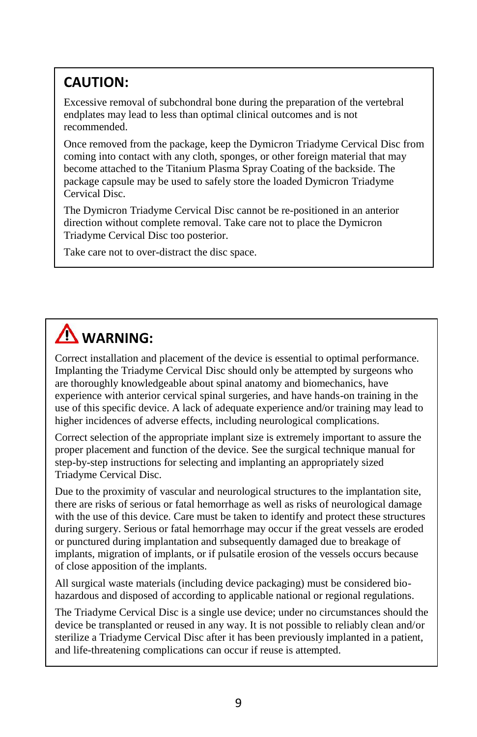## CAUTION:

Excessive removal of subchondral bone during the preparation of the vertebral endplates may lead to less than optimal clinical outcomes and is not recommended.

Once removed from the package, keep the Dymicron Triadyme Cervical Disc from coming into contact with any cloth, sponges, or other foreign material that may become attached to the Titanium Plasma Spray Coating of the backside. The package capsule may be used to safely store the loaded Dymicron Triadyme Cervical Disc.

The Dymicron Triadyme Cervical Disc cannot be re-positioned in an anterior direction without complete removal. Take care not to place the Dymicron Triadyme Cervical Disc too posterior.

Take care not to over-distract the disc space.

## ⚠ WARNING:

Correct installation and placement of the device is essential to optimal performance. Implanting the Triadyme Cervical Disc should only be attempted by surgeons who are thoroughly knowledgeable about spinal anatomy and biomechanics, have experience with anterior cervical spinal surgeries, and have hands-on training in the use of this specific device. A lack of adequate experience and/or training may lead to higher incidences of adverse effects, including neurological complications.

Correct selection of the appropriate implant size is extremely important to assure the proper placement and function of the device. See the surgical technique manual for step-by-step instructions for selecting and implanting an appropriately sized Triadyme Cervical Disc.

Due to the proximity of vascular and neurological structures to the implantation site, there are risks of serious or fatal hemorrhage as well as risks of neurological damage with the use of this device. Care must be taken to identify and protect these structures during surgery. Serious or fatal hemorrhage may occur if the great vessels are eroded or punctured during implantation and subsequently damaged due to breakage of implants, migration of implants, or if pulsatile erosion of the vessels occurs because of close apposition of the implants.

All surgical waste materials (including device packaging) must be considered bio-hazardous and disposed of according to applicable national or regional regulations.

The Triadyme Cervical Disc is a single use device; under no circumstances should the device be transplanted or reused in any way. It is not possible to reliably clean and/or sterilize a Triadyme Cervical Disc after it has been previously implanted in a patient, and life-threatening complications can occur if reuse is attempted.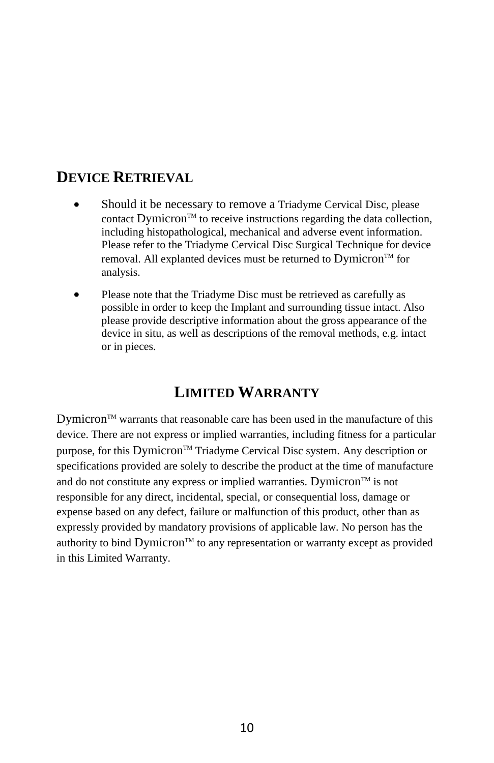## DEVICE RETRIEVAL

- Should it be necessary to remove a Triadyme Cervical Disc, please contact Dymicron™ to receive instructions regarding the data collection, including histopathological, mechanical and adverse event information. Please refer to the Triadyme Cervical Disc Surgical Technique for device removal. All explanted devices must be returned to Dymicron™ for analysis.
- Please note that the Triadyme Disc must be retrieved as carefully as possible in order to keep the Implant and surrounding tissue intact. Also please provide descriptive information about the gross appearance of the device in situ, as well as descriptions of the removal methods, e.g. intact or in pieces.

## LIMITED WARRANTY

Dymicron™ warrants that reasonable care has been used in the manufacture of this device. There are not express or implied warranties, including fitness for a particular purpose, for this Dymicron™ Triadyme Cervical Disc system. Any description or specifications provided are solely to describe the product at the time of manufacture and do not constitute any express or implied warranties. Dymicron™ is not responsible for any direct, incidental, special, or consequential loss, damage or expense based on any defect, failure or malfunction of this product, other than as expressly provided by mandatory provisions of applicable law. No person has the authority to bind Dymicron™ to any representation or warranty except as provided in this Limited Warranty.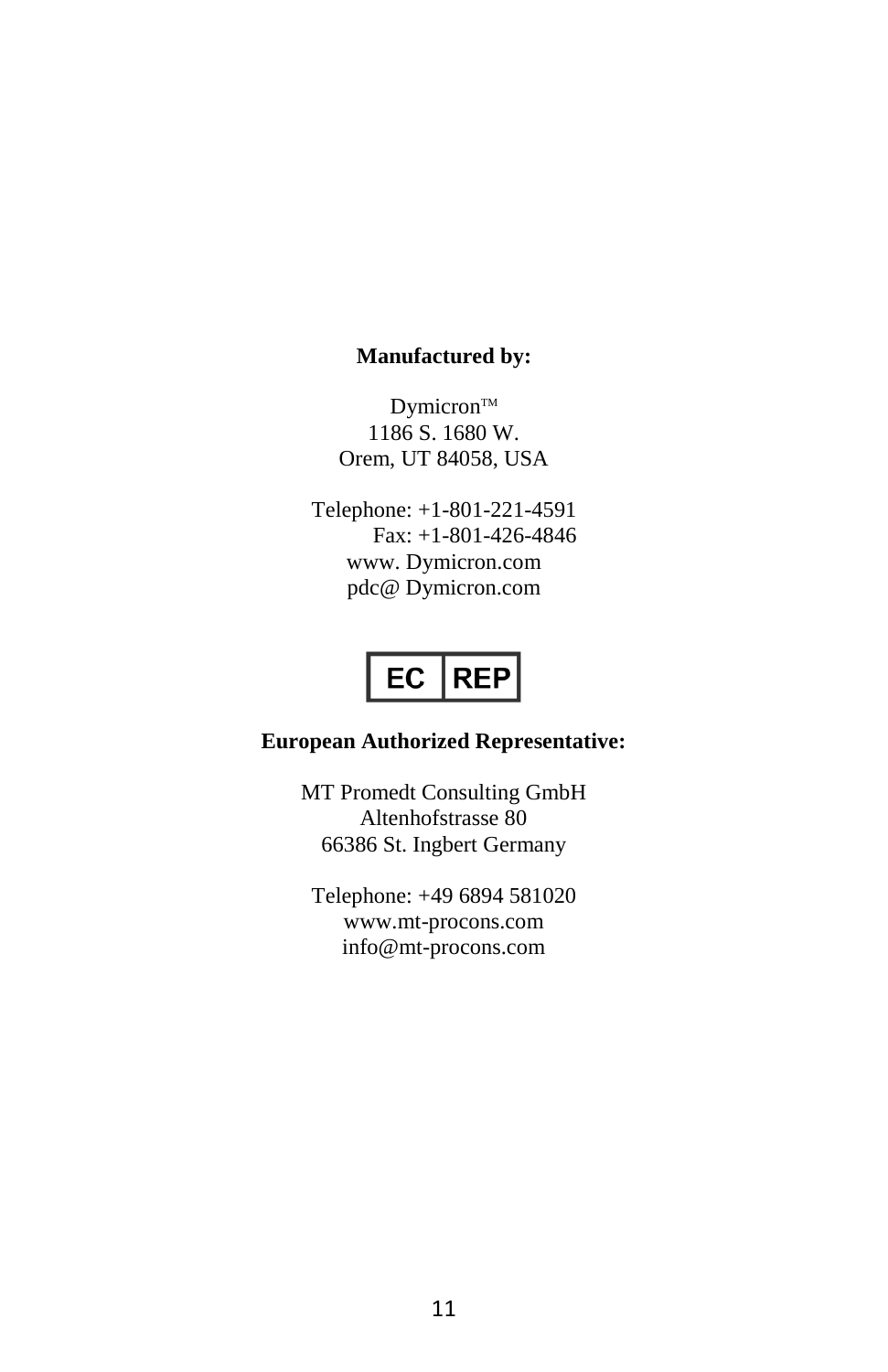**Manufactured by:**

Dymicron™
1186 S. 1680 W.
Orem, UT 84058, USA

Telephone: +1-801-221-4591
Fax: +1-801-426-4846
www. Dymicron.com
pdc@ Dymicron.com

EC REP

**European Authorized Representative:**

MT Promedt Consulting GmbH
Altenhofstrasse 80
66386 St. Ingbert Germany

Telephone: +49 6894 581020
www.mt-procons.com
info@mt-procons.com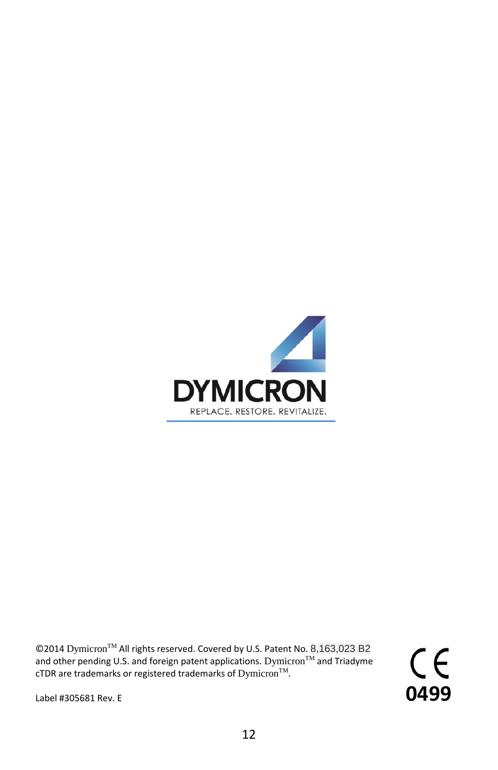DYMICRON

REPLACE. RESTORE. REVITALIZE.

©2014 Dymicron™ All rights reserved. Covered by U.S. Patent No. 8,163,023 B2 and other pending U.S. and foreign patent applications. Dymicron™ and Triadyme cTDR are trademarks or registered trademarks of Dymicron™.

Label #305681 Rev. E

CE 0499